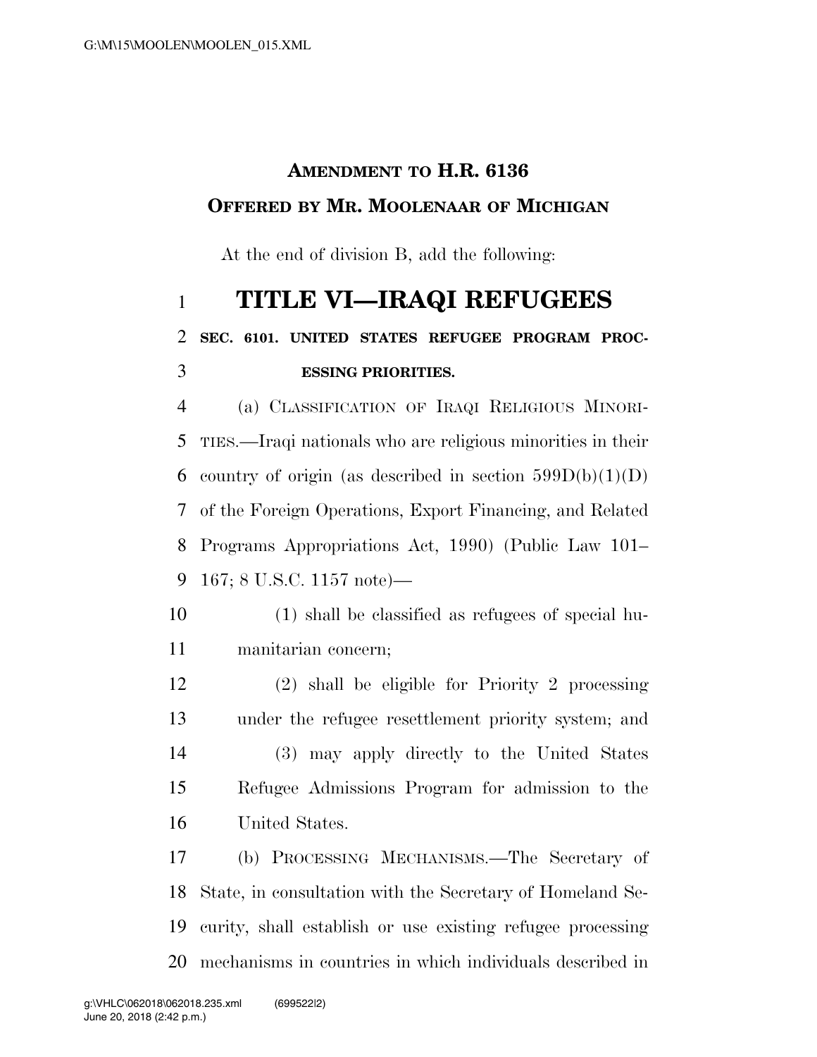# AMENDMENT TO H.R. 6136

## OFFERED BY MR. MOOLENAAR OF MICHIGAN

At the end of division B, add the following:

# TITLE VI—IRAQI REFUGEES

**SEC. 6101. UNITED STATES REFUGEE PROGRAM PROCESSING PRIORITIES.**

(a) CLASSIFICATION OF IRAQI RELIGIOUS MINORITIES.—Iraqi nationals who are religious minorities in their country of origin (as described in section 599D(b)(1)(D) of the Foreign Operations, Export Financing, and Related Programs Appropriations Act, 1990) (Public Law 101–167; 8 U.S.C. 1157 note)—

(1) shall be classified as refugees of special humanitarian concern;

(2) shall be eligible for Priority 2 processing under the refugee resettlement priority system; and

(3) may apply directly to the United States Refugee Admissions Program for admission to the United States.

(b) PROCESSING MECHANISMS.—The Secretary of State, in consultation with the Secretary of Homeland Security, shall establish or use existing refugee processing mechanisms in countries in which individuals described in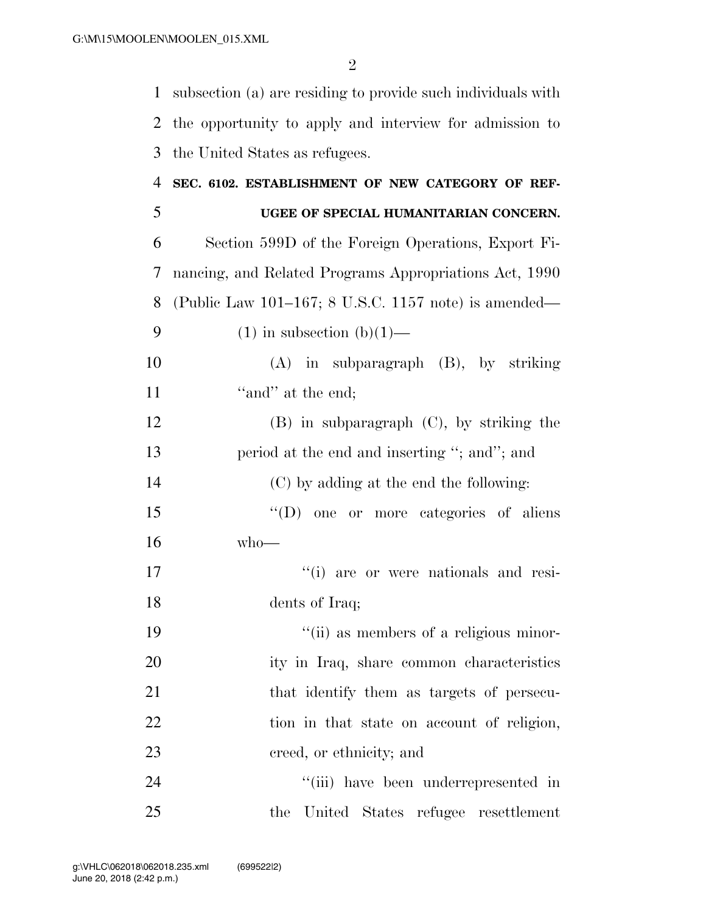subsection (a) are residing to provide such individuals with the opportunity to apply and interview for admission to the United States as refugees.

**SEC. 6102. ESTABLISHMENT OF NEW CATEGORY OF REFUGEE OF SPECIAL HUMANITARIAN CONCERN.**

Section 599D of the Foreign Operations, Export Financing, and Related Programs Appropriations Act, 1990 (Public Law 101–167; 8 U.S.C. 1157 note) is amended—

(1) in subsection (b)(1)—

(A) in subparagraph (B), by striking "and" at the end;

(B) in subparagraph (C), by striking the period at the end and inserting "; and"; and

(C) by adding at the end the following:

"(D) one or more categories of aliens who—

"(i) are or were nationals and residents of Iraq;

"(ii) as members of a religious minority in Iraq, share common characteristics that identify them as targets of persecution in that state on account of religion, creed, or ethnicity; and

"(iii) have been underrepresented in the United States refugee resettlement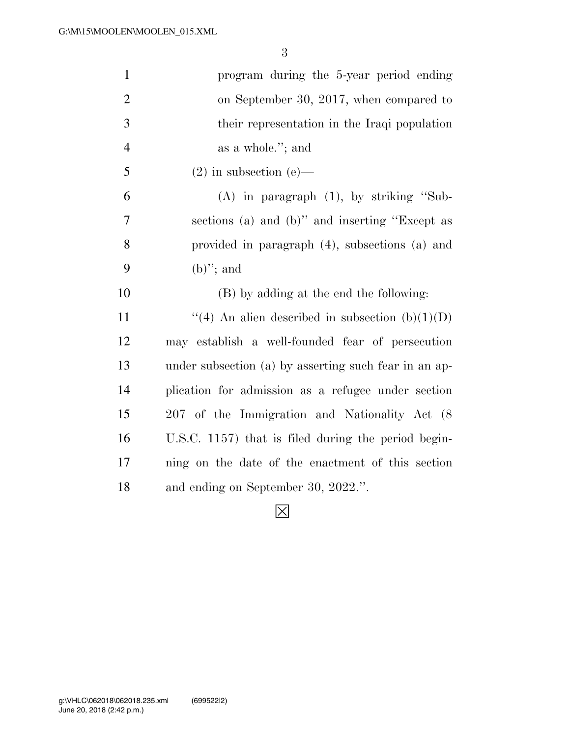program during the 5-year period ending on September 30, 2017, when compared to their representation in the Iraqi population as a whole.''; and

(2) in subsection (e)—

(A) in paragraph (1), by striking ''Subsections (a) and (b)'' and inserting ''Except as provided in paragraph (4), subsections (a) and (b)''; and

(B) by adding at the end the following:

''(4) An alien described in subsection (b)(1)(D) may establish a well-founded fear of persecution under subsection (a) by asserting such fear in an application for admission as a refugee under section 207 of the Immigration and Nationality Act (8 U.S.C. 1157) that is filed during the period beginning on the date of the enactment of this section and ending on September 30, 2022.''.